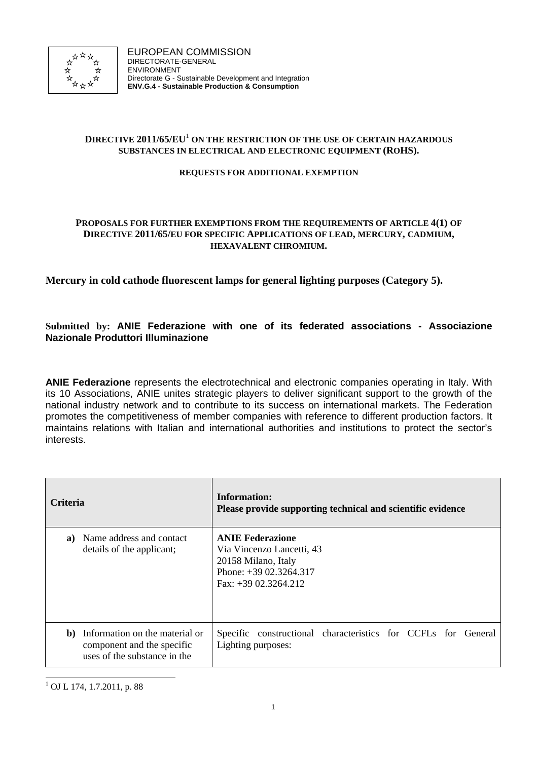EUROPEAN COMMISSION
DIRECTORATE-GENERAL
ENVIRONMENT
Directorate G - Sustainable Development and Integration
**ENV.G.4 - Sustainable Production & Consumption**

**DIRECTIVE 2011/65/EU[1] ON THE RESTRICTION OF THE USE OF CERTAIN HAZARDOUS SUBSTANCES IN ELECTRICAL AND ELECTRONIC EQUIPMENT (ROHS).**

**REQUESTS FOR ADDITIONAL EXEMPTION**

**PROPOSALS FOR FURTHER EXEMPTIONS FROM THE REQUIREMENTS OF ARTICLE 4(1) OF DIRECTIVE 2011/65/EU FOR SPECIFIC APPLICATIONS OF LEAD, MERCURY, CADMIUM, HEXAVALENT CHROMIUM.**

## Mercury in cold cathode fluorescent lamps for general lighting purposes (Category 5).

**Submitted by: ANIE Federazione with one of its federated associations - Associazione Nazionale Produttori Illuminazione**

**ANIE Federazione** represents the electrotechnical and electronic companies operating in Italy. With its 10 Associations, ANIE unites strategic players to deliver significant support to the growth of the national industry network and to contribute to its success on international markets. The Federation promotes the competitiveness of member companies with reference to different production factors. It maintains relations with Italian and international authorities and institutions to protect the sector's interests.

| Criteria | Information: Please provide supporting technical and scientific evidence |
| --- | --- |
| **a)** Name address and contact details of the applicant; | **ANIE Federazione**<br>Via Vincenzo Lancetti, 43<br>20158 Milano, Italy<br>Phone: +39 02.3264.317<br>Fax: +39 02.3264.212 |
| **b)** Information on the material or component and the specific uses of the substance in the | Specific constructional characteristics for CCFLs for General Lighting purposes: |

[1] OJ L 174, 1.7.2011, p. 88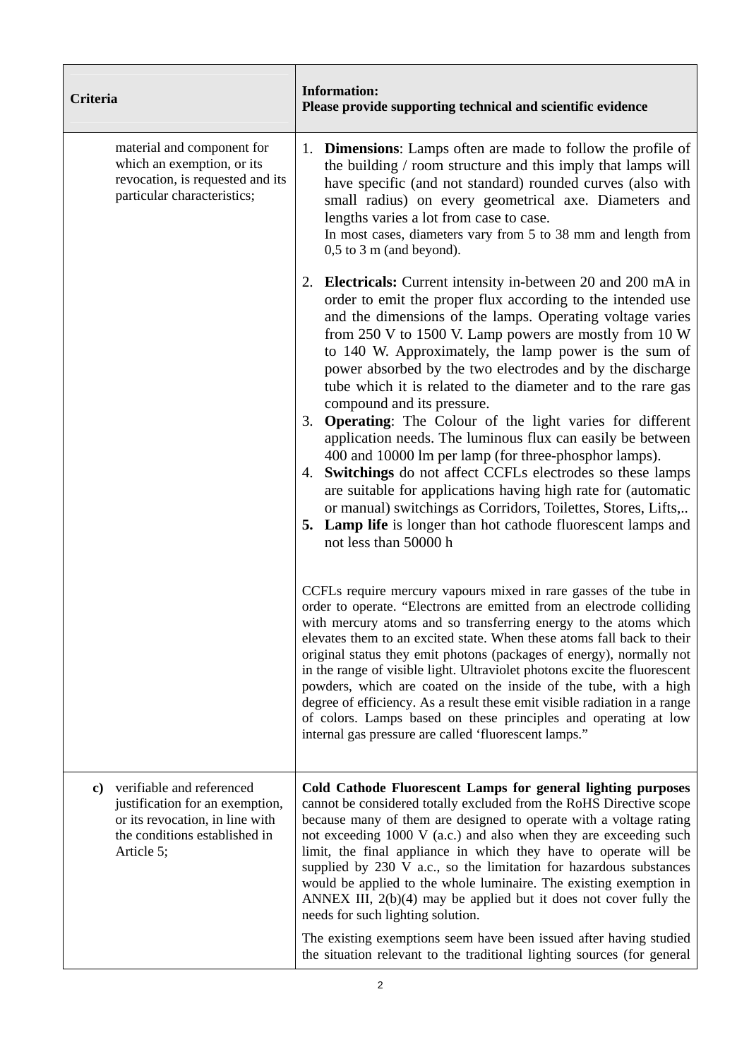| Criteria | Information:<br>Please provide supporting technical and scientific evidence |
|---|---|
| material and component for which an exemption, or its revocation, is requested and its particular characteristics; | 1. **Dimensions**: Lamps often are made to follow the profile of the building / room structure and this imply that lamps will have specific (and not standard) rounded curves (also with small radius) on every geometrical axe. Diameters and lengths varies a lot from case to case.<br>In most cases, diameters vary from 5 to 38 mm and length from 0,5 to 3 m (and beyond).<br><br>2. **Electricals:** Current intensity in-between 20 and 200 mA in order to emit the proper flux according to the intended use and the dimensions of the lamps. Operating voltage varies from 250 V to 1500 V. Lamp powers are mostly from 10 W to 140 W. Approximately, the lamp power is the sum of power absorbed by the two electrodes and by the discharge tube which it is related to the diameter and to the rare gas compound and its pressure.<br>3. **Operating**: The Colour of the light varies for different application needs. The luminous flux can easily be between 400 and 10000 lm per lamp (for three-phosphor lamps).<br>4. **Switchings** do not affect CCFLs electrodes so these lamps are suitable for applications having high rate for (automatic or manual) switchings as Corridors, Toilettes, Stores, Lifts,..<br>5. **Lamp life** is longer than hot cathode fluorescent lamps and not less than 50000 h<br><br>CCFLs require mercury vapours mixed in rare gasses of the tube in order to operate. "Electrons are emitted from an electrode colliding with mercury atoms and so transferring energy to the atoms which elevates them to an excited state. When these atoms fall back to their original status they emit photons (packages of energy), normally not in the range of visible light. Ultraviolet photons excite the fluorescent powders, which are coated on the inside of the tube, with a high degree of efficiency. As a result these emit visible radiation in a range of colors. Lamps based on these principles and operating at low internal gas pressure are called 'fluorescent lamps." |
| **c)** verifiable and referenced justification for an exemption, or its revocation, in line with the conditions established in Article 5; | **Cold Cathode Fluorescent Lamps for general lighting purposes** cannot be considered totally excluded from the RoHS Directive scope because many of them are designed to operate with a voltage rating not exceeding 1000 V (a.c.) and also when they are exceeding such limit, the final appliance in which they have to operate will be supplied by 230 V a.c., so the limitation for hazardous substances would be applied to the whole luminaire. The existing exemption in ANNEX III, 2(b)(4) may be applied but it does not cover fully the needs for such lighting solution.<br><br>The existing exemptions seem have been issued after having studied the situation relevant to the traditional lighting sources (for general |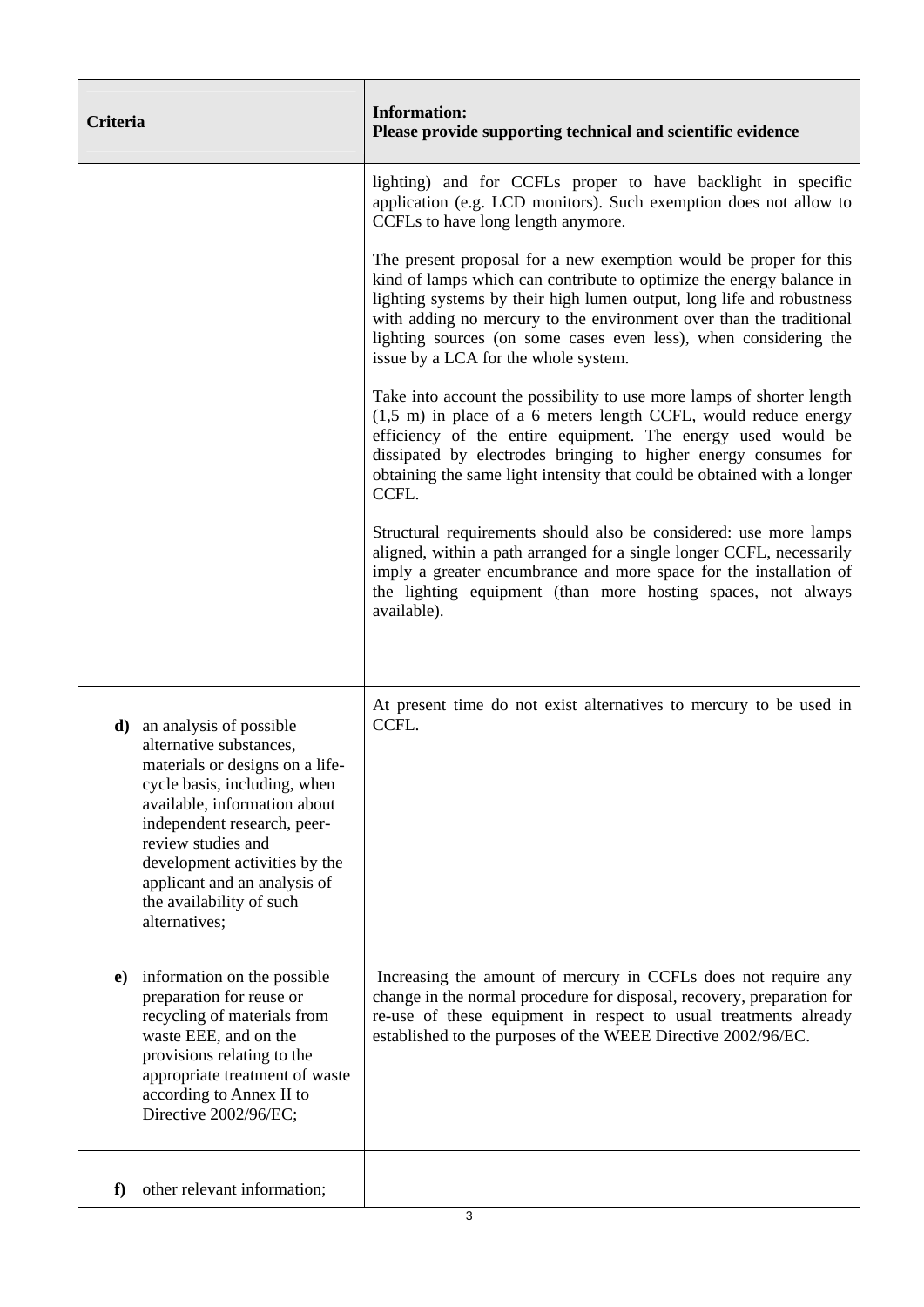| Criteria | Information:<br>Please provide supporting technical and scientific evidence |
|---|---|
| | lighting) and for CCFLs proper to have backlight in specific application (e.g. LCD monitors). Such exemption does not allow to CCFLs to have long length anymore.<br><br>The present proposal for a new exemption would be proper for this kind of lamps which can contribute to optimize the energy balance in lighting systems by their high lumen output, long life and robustness with adding no mercury to the environment over than the traditional lighting sources (on some cases even less), when considering the issue by a LCA for the whole system.<br><br>Take into account the possibility to use more lamps of shorter length (1,5 m) in place of a 6 meters length CCFL, would reduce energy efficiency of the entire equipment. The energy used would be dissipated by electrodes bringing to higher energy consumes for obtaining the same light intensity that could be obtained with a longer CCFL.<br><br>Structural requirements should also be considered: use more lamps aligned, within a path arranged for a single longer CCFL, necessarily imply a greater encumbrance and more space for the installation of the lighting equipment (than more hosting spaces, not always available). |
| **d)** an analysis of possible alternative substances, materials or designs on a life-cycle basis, including, when available, information about independent research, peer-review studies and development activities by the applicant and an analysis of the availability of such alternatives; | At present time do not exist alternatives to mercury to be used in CCFL. |
| **e)** information on the possible preparation for reuse or recycling of materials from waste EEE, and on the provisions relating to the appropriate treatment of waste according to Annex II to Directive 2002/96/EC; | Increasing the amount of mercury in CCFLs does not require any change in the normal procedure for disposal, recovery, preparation for re-use of these equipment in respect to usual treatments already established to the purposes of the WEEE Directive 2002/96/EC. |
| **f)** other relevant information; | |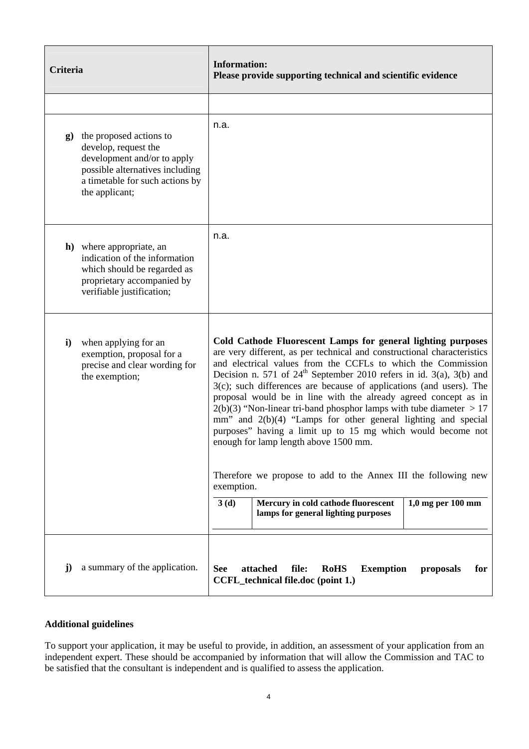| Criteria | Information: Please provide supporting technical and scientific evidence |
|---|---|
| | |
| **g)** the proposed actions to develop, request the development and/or to apply possible alternatives including a timetable for such actions by the applicant; | n.a. |
| **h)** where appropriate, an indication of the information which should be regarded as proprietary accompanied by verifiable justification; | n.a. |
| **i)** when applying for an exemption, proposal for a precise and clear wording for the exemption; | **Cold Cathode Fluorescent Lamps for general lighting purposes** are very different, as per technical and constructional characteristics and electrical values from the CCFLs to which the Commission Decision n. 571 of 24[th] September 2010 refers in id. 3(a), 3(b) and 3(c); such differences are because of applications (and users). The proposal would be in line with the already agreed concept as in 2(b)(3) "Non-linear tri-band phosphor lamps with tube diameter > 17 mm" and 2(b)(4) "Lamps for other general lighting and special purposes" having a limit up to 15 mg which would become not enough for lamp length above 1500 mm.<br><br>Therefore we propose to add to the Annex III the following new exemption.<br><br>**3 (d)** — **Mercury in cold cathode fluorescent lamps for general lighting purposes** — **1,0 mg per 100 mm** |
| **j)** a summary of the application. | **See attached file: RoHS Exemption proposals for CCFL_technical file.doc (point 1.)** |

**Additional guidelines**

To support your application, it may be useful to provide, in addition, an assessment of your application from an independent expert. These should be accompanied by information that will allow the Commission and TAC to be satisfied that the consultant is independent and is qualified to assess the application.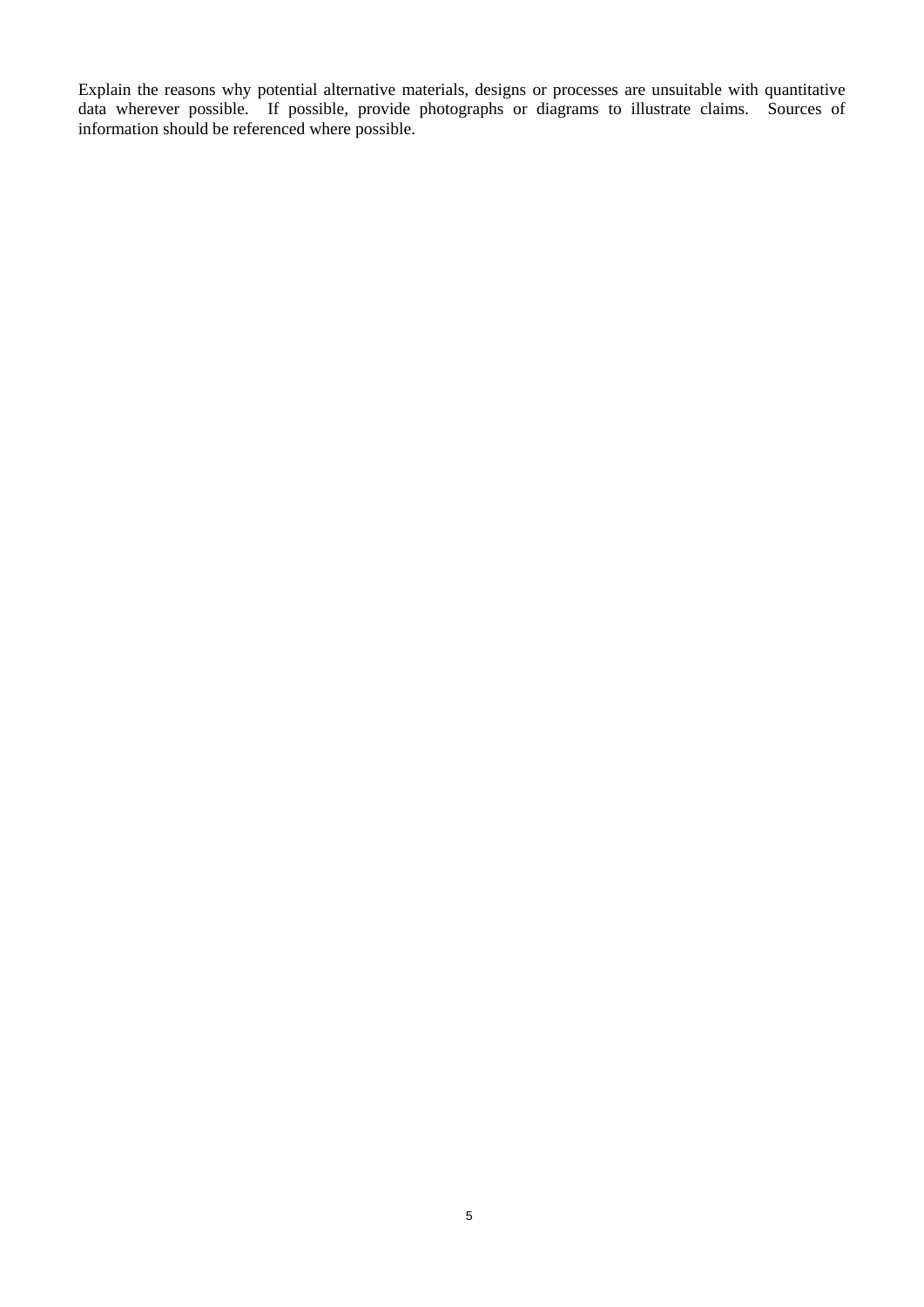Explain the reasons why potential alternative materials, designs or processes are unsuitable with quantitative data wherever possible. If possible, provide photographs or diagrams to illustrate claims. Sources of information should be referenced where possible.